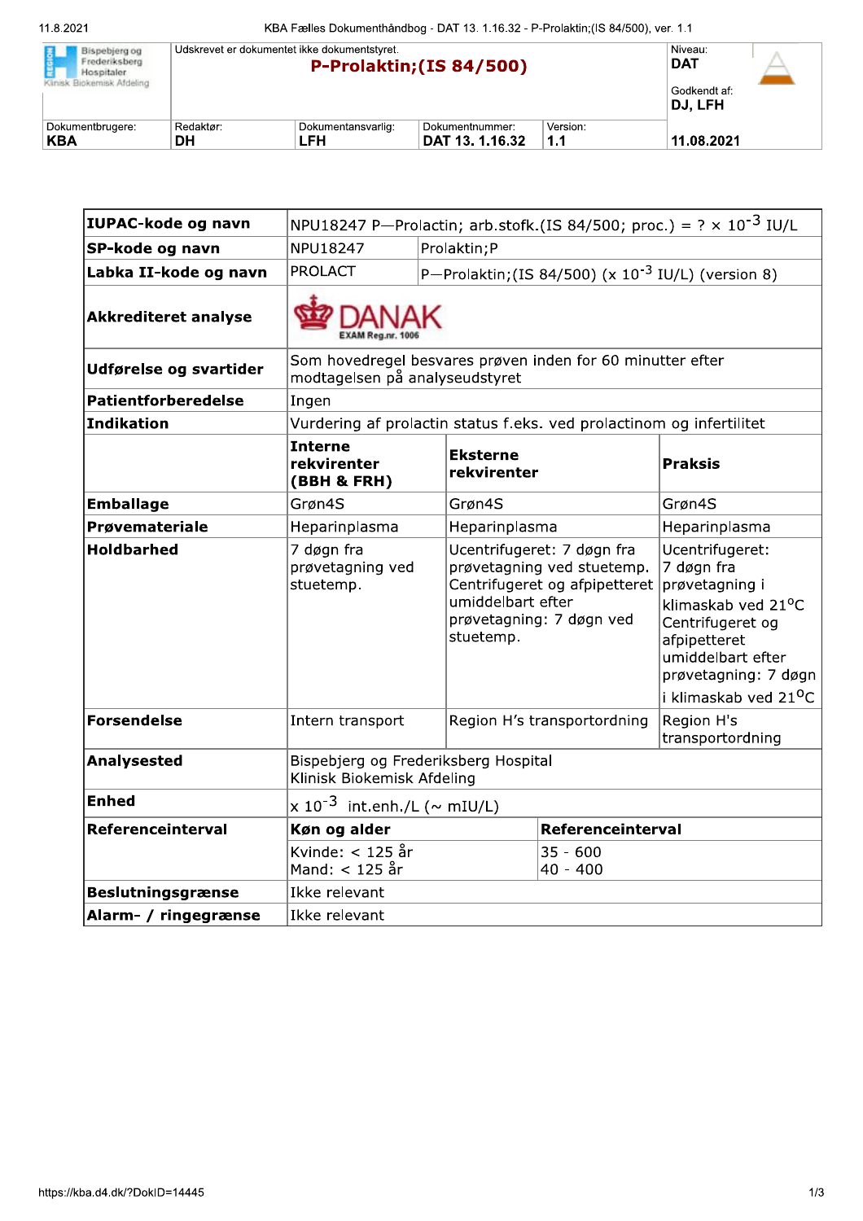| Bispebjerg og Frederiksberg Hospitaler Klinisk Biokemisk Afdeling | Udskrevet er dokumentet ikke dokumentstyret. **P-Prolaktin;(IS 84/500)** | | | | Niveau: **DAT** Godkendt af: **DJ, LFH** |
|---|---|---|---|---|---|
| Dokumentbrugere: **KBA** | Redaktør: **DH** | Dokumentansvarlig: **LFH** | Dokumentnummer: **DAT 13. 1.16.32** | Version: **1.1** | **11.08.2021** |

| **IUPAC-kode og navn** | NPU18247 P—Prolactin; arb.stofk.(IS 84/500; proc.) = ? × $10^{-3}$ IU/L | | |
|---|---|---|---|
| **SP-kode og navn** | NPU18247 | Prolaktin;P | |
| **Labka II-kode og navn** | PROLACT | P—Prolaktin;(IS 84/500) (x $10^{-3}$ IU/L) (version 8) | |
| **Akkrediteret analyse** | DANAK EXAM Reg.nr. 1006 | | |
| **Udførelse og svartider** | Som hovedregel besvares prøven inden for 60 minutter efter modtagelsen på analyseudstyret | | |
| **Patientforberedelse** | Ingen | | |
| **Indikation** | Vurdering af prolactin status f.eks. ved prolactinom og infertilitet | | |
| | **Interne rekvirenter (BBH & FRH)** | **Eksterne rekvirenter** | **Praksis** |
| **Emballage** | Grøn4S | Grøn4S | Grøn4S |
| **Prøvemateriale** | Heparinplasma | Heparinplasma | Heparinplasma |
| **Holdbarhed** | 7 døgn fra prøvetagning ved stuetemp. | Ucentrifugeret: 7 døgn fra prøvetagning ved stuetemp. Centrifugeret og afpipetteret umiddelbart efter prøvetagning: 7 døgn ved stuetemp. | Ucentrifugeret: 7 døgn fra prøvetagning i klimaskab ved 21°C Centrifugeret og afpipetteret umiddelbart efter prøvetagning: 7 døgn i klimaskab ved 21°C |
| **Forsendelse** | Intern transport | Region H's transportordning | Region H's transportordning |
| **Analysested** | Bispebjerg og Frederiksberg Hospital Klinisk Biokemisk Afdeling | | |
| **Enhed** | x $10^{-3}$ int.enh./L (~ mIU/L) | | |
| **Referenceinterval** | **Køn og alder** | **Referenceinterval** | |
| | Kvinde: < 125 år Mand: < 125 år | 35 - 600 40 - 400 | |
| **Beslutningsgrænse** | Ikke relevant | | |
| **Alarm- / ringegrænse** | Ikke relevant | | |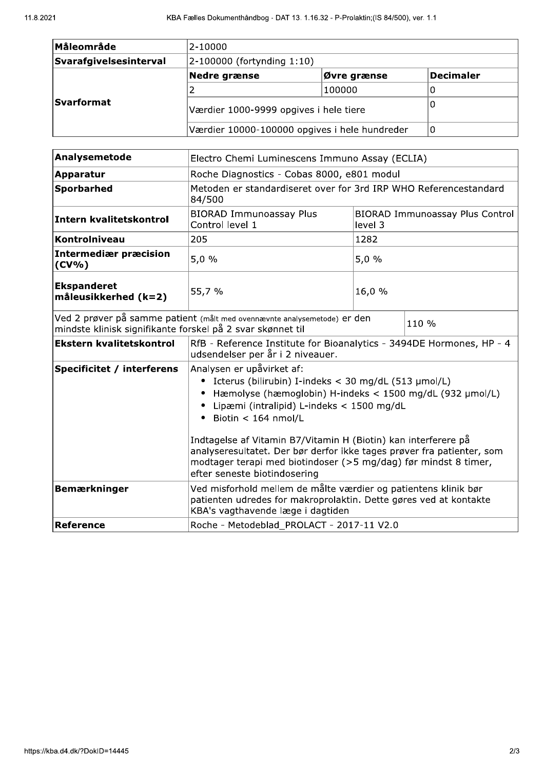| Måleområde | 2-10000 | | |
|---|---|---|---|
| Svarafgivelsesinterval | 2-100000 (fortynding 1:10) | | |
| Svarformat | **Nedre grænse** | **Øvre grænse** | **Decimaler** |
| | 2 | 100000 | 0 |
| | Værdier 1000-9999 opgives i hele tiere | | 0 |
| | Værdier 10000-100000 opgives i hele hundreder | | 0 |

| Analysemetode | Electro Chemi Luminescens Immuno Assay (ECLIA) | |
|---|---|---|
| **Apparatur** | Roche Diagnostics - Cobas 8000, e801 modul | |
| **Sporbarhed** | Metoden er standardiseret over for 3rd IRP WHO Referencestandard 84/500 | |
| **Intern kvalitetskontrol** | BIORAD Immunoassay Plus Control level 1 | BIORAD Immunoassay Plus Control level 3 |
| **Kontrolniveau** | 205 | 1282 |
| **Intermediær præcision (CV%)** | 5,0 % | 5,0 % |
| **Ekspanderet måleusikkerhed (k=2)** | 55,7 % | 16,0 % |
| Ved 2 prøver på samme patient (målt med ovennævnte analysemetode) er den mindste klinisk signifikante forskel på 2 svar skønnet til | | 110 % |
| **Ekstern kvalitetskontrol** | RfB - Reference Institute for Bioanalytics - 3494DE Hormones, HP - 4 udsendelser per år i 2 niveauer. | |
| **Specificitet / interferens** | Analysen er upåvirket af:<br>• Icterus (bilirubin) I-indeks < 30 mg/dL (513 µmol/L)<br>• Hæmolyse (hæmoglobin) H-indeks < 1500 mg/dL (932 µmol/L)<br>• Lipæmi (intralipid) L-indeks < 1500 mg/dL<br>• Biotin < 164 nmol/L<br><br>Indtagelse af Vitamin B7/Vitamin H (Biotin) kan interferere på analyseresultatet. Der bør derfor ikke tages prøver fra patienter, som modtager terapi med biotindoser (>5 mg/dag) før mindst 8 timer, efter seneste biotindosering | |
| **Bemærkninger** | Ved misforhold mellem de målte værdier og patientens klinik bør patienten udredes for makroprolaktin. Dette gøres ved at kontakte KBA's vagthavende læge i dagtiden | |
| **Reference** | Roche - Metodeblad_PROLACT - 2017-11 V2.0 | |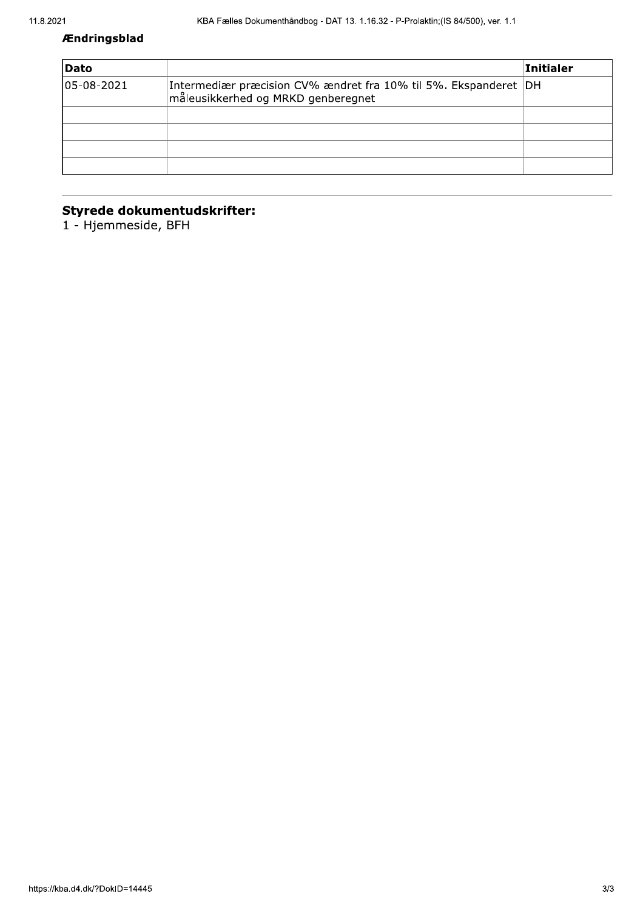**Ændringsblad**

| Dato | | Initialer |
|---|---|---|
| 05-08-2021 | Intermediær præcision CV% ændret fra 10% til 5%. Ekspanderet måleusikkerhed og MRKD genberegnet | DH |
| | | |
| | | |
| | | |
| | | |

## Styrede dokumentudskrifter:

1 - Hjemmeside, BFH